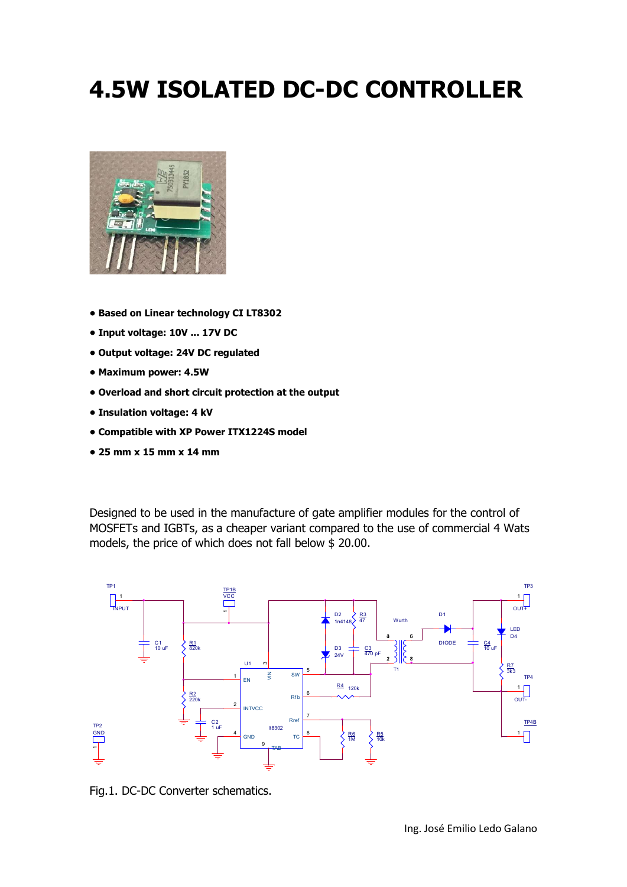# 4.5W ISOLATED DC-DC CONTROLLER

- **Based on Linear technology CI LT8302**
- **Input voltage: 10V ... 17V DC**
- **Output voltage: 24V DC regulated**
- **Maximum power: 4.5W**
- **Overload and short circuit protection at the output**
- **Insulation voltage: 4 kV**
- **Compatible with XP Power ITX1224S model**
- **25 mm x 15 mm x 14 mm**

Designed to be used in the manufacture of gate amplifier modules for the control of MOSFETs and IGBTs, as a cheaper variant compared to the use of commercial 4 Wats models, the price of which does not fall below $ 20.00.

Fig.1. DC-DC Converter schematics.

Ing. José Emilio Ledo Galano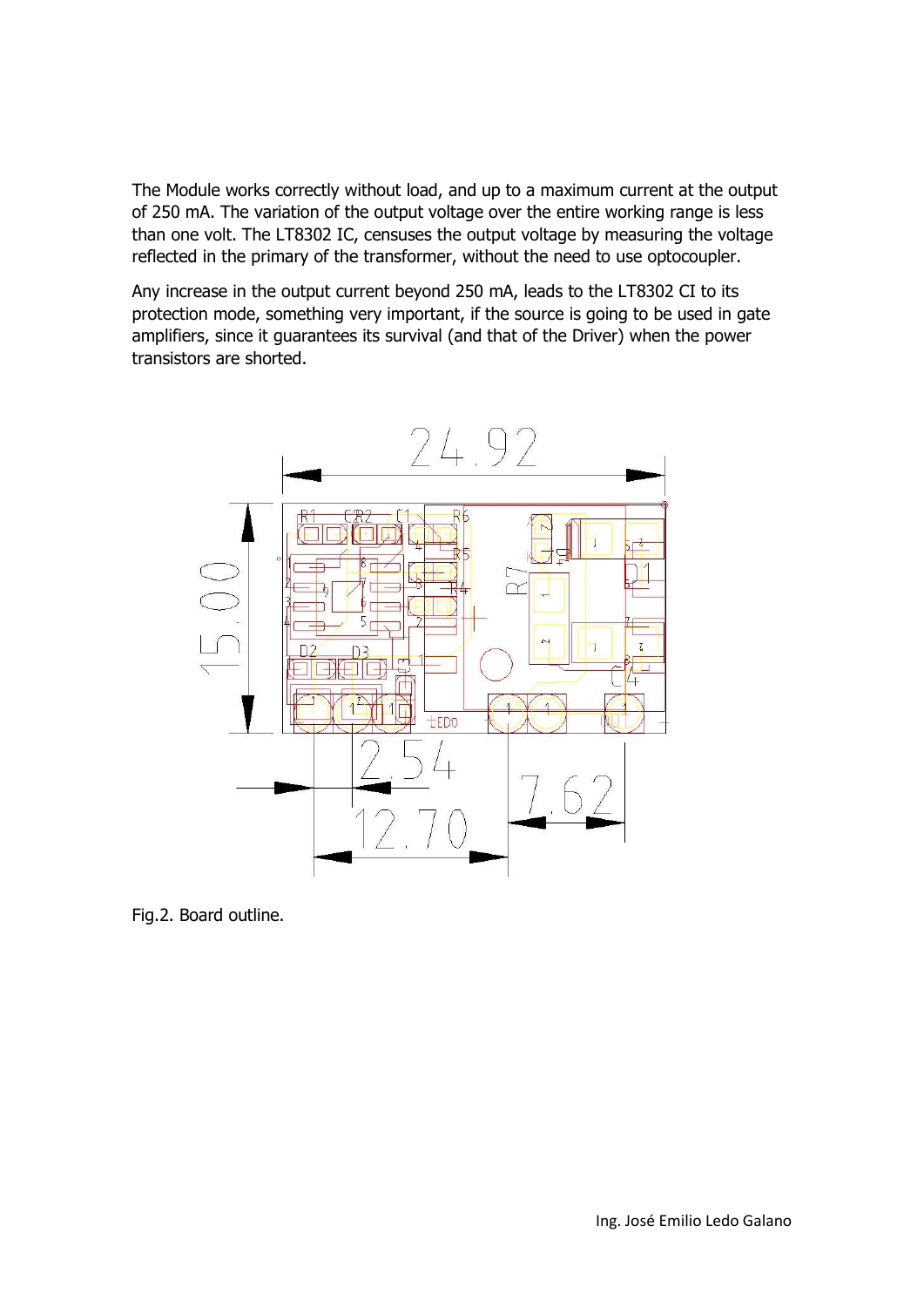The Module works correctly without load, and up to a maximum current at the output of 250 mA. The variation of the output voltage over the entire working range is less than one volt. The LT8302 IC, censuses the output voltage by measuring the voltage reflected in the primary of the transformer, without the need to use optocoupler.

Any increase in the output current beyond 250 mA, leads to the LT8302 CI to its protection mode, something very important, if the source is going to be used in gate amplifiers, since it guarantees its survival (and that of the Driver) when the power transistors are shorted.

24.92

15.00

2.54

12.70

7.62

Fig.2. Board outline.